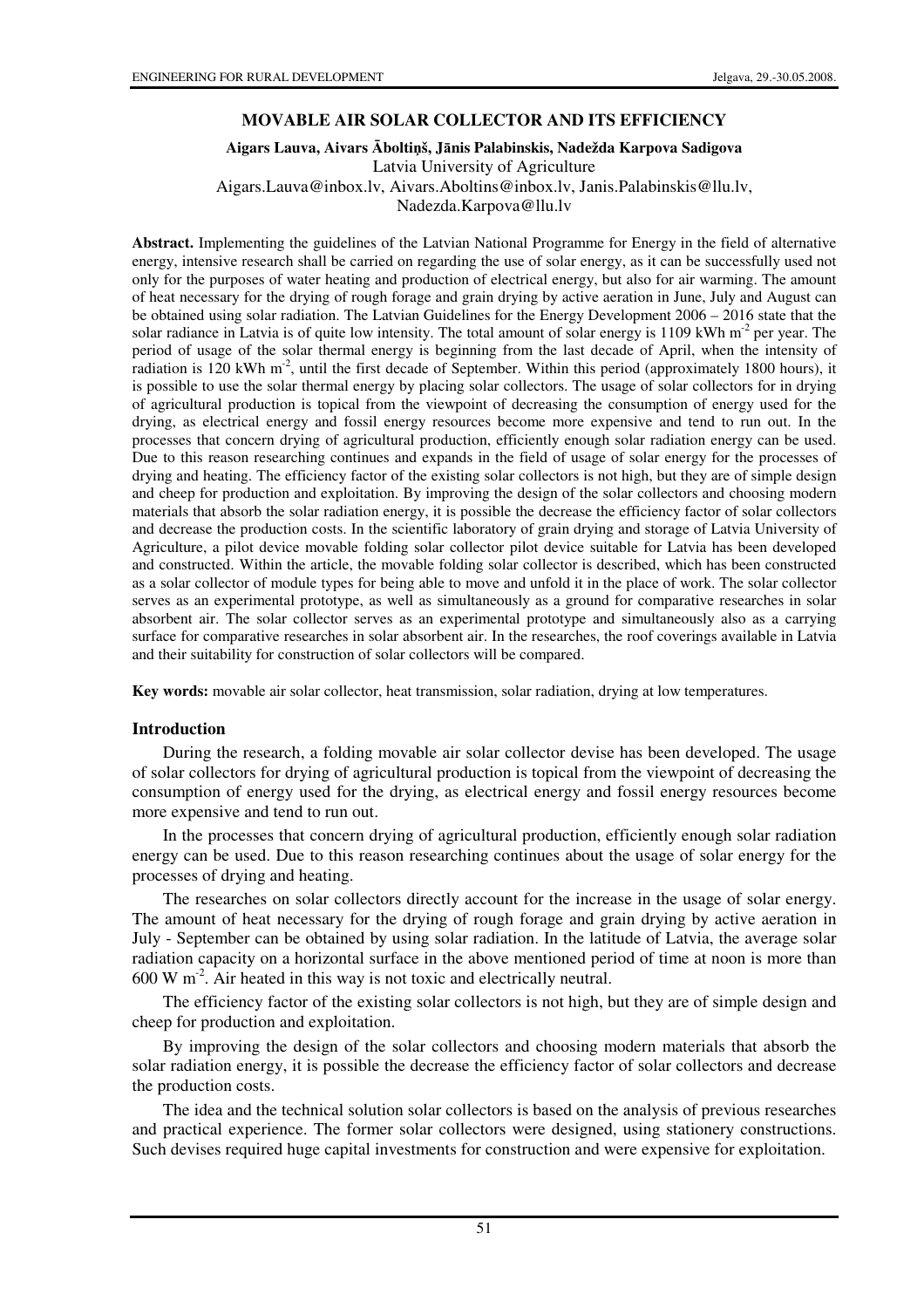# MOVABLE AIR SOLAR COLLECTOR AND ITS EFFICIENCY

**Aigars Lauva, Aivars Āboltiņš, Jānis Palabinskis, Nadežda Karpova Sadigova**
Latvia University of Agriculture
Aigars.Lauva@inbox.lv, Aivars.Aboltins@inbox.lv, Janis.Palabinskis@llu.lv, Nadezda.Karpova@llu.lv

**Abstract.** Implementing the guidelines of the Latvian National Programme for Energy in the field of alternative energy, intensive research shall be carried on regarding the use of solar energy, as it can be successfully used not only for the purposes of water heating and production of electrical energy, but also for air warming. The amount of heat necessary for the drying of rough forage and grain drying by active aeration in June, July and August can be obtained using solar radiation. The Latvian Guidelines for the Energy Development 2006 – 2016 state that the solar radiance in Latvia is of quite low intensity. The total amount of solar energy is 1109 kWh $m^{-2}$ per year. The period of usage of the solar thermal energy is beginning from the last decade of April, when the intensity of radiation is 120 kWh $m^{-2}$, until the first decade of September. Within this period (approximately 1800 hours), it is possible to use the solar thermal energy by placing solar collectors. The usage of solar collectors for in drying of agricultural production is topical from the viewpoint of decreasing the consumption of energy used for the drying, as electrical energy and fossil energy resources become more expensive and tend to run out. In the processes that concern drying of agricultural production, efficiently enough solar radiation energy can be used. Due to this reason researching continues and expands in the field of usage of solar energy for the processes of drying and heating. The efficiency factor of the existing solar collectors is not high, but they are of simple design and cheep for production and exploitation. By improving the design of the solar collectors and choosing modern materials that absorb the solar radiation energy, it is possible the decrease the efficiency factor of solar collectors and decrease the production costs. In the scientific laboratory of grain drying and storage of Latvia University of Agriculture, a pilot device movable folding solar collector pilot device suitable for Latvia has been developed and constructed. Within the article, the movable folding solar collector is described, which has been constructed as a solar collector of module types for being able to move and unfold it in the place of work. The solar collector serves as an experimental prototype, as well as simultaneously as a ground for comparative researches in solar absorbent air. The solar collector serves as an experimental prototype and simultaneously also as a carrying surface for comparative researches in solar absorbent air. In the researches, the roof coverings available in Latvia and their suitability for construction of solar collectors will be compared.

**Key words:** movable air solar collector, heat transmission, solar radiation, drying at low temperatures.

## Introduction

During the research, a folding movable air solar collector devise has been developed. The usage of solar collectors for drying of agricultural production is topical from the viewpoint of decreasing the consumption of energy used for the drying, as electrical energy and fossil energy resources become more expensive and tend to run out.

In the processes that concern drying of agricultural production, efficiently enough solar radiation energy can be used. Due to this reason researching continues about the usage of solar energy for the processes of drying and heating.

The researches on solar collectors directly account for the increase in the usage of solar energy. The amount of heat necessary for the drying of rough forage and grain drying by active aeration in July - September can be obtained by using solar radiation. In the latitude of Latvia, the average solar radiation capacity on a horizontal surface in the above mentioned period of time at noon is more than 600 W $m^{-2}$. Air heated in this way is not toxic and electrically neutral.

The efficiency factor of the existing solar collectors is not high, but they are of simple design and cheep for production and exploitation.

By improving the design of the solar collectors and choosing modern materials that absorb the solar radiation energy, it is possible the decrease the efficiency factor of solar collectors and decrease the production costs.

The idea and the technical solution solar collectors is based on the analysis of previous researches and practical experience. The former solar collectors were designed, using stationery constructions. Such devises required huge capital investments for construction and were expensive for exploitation.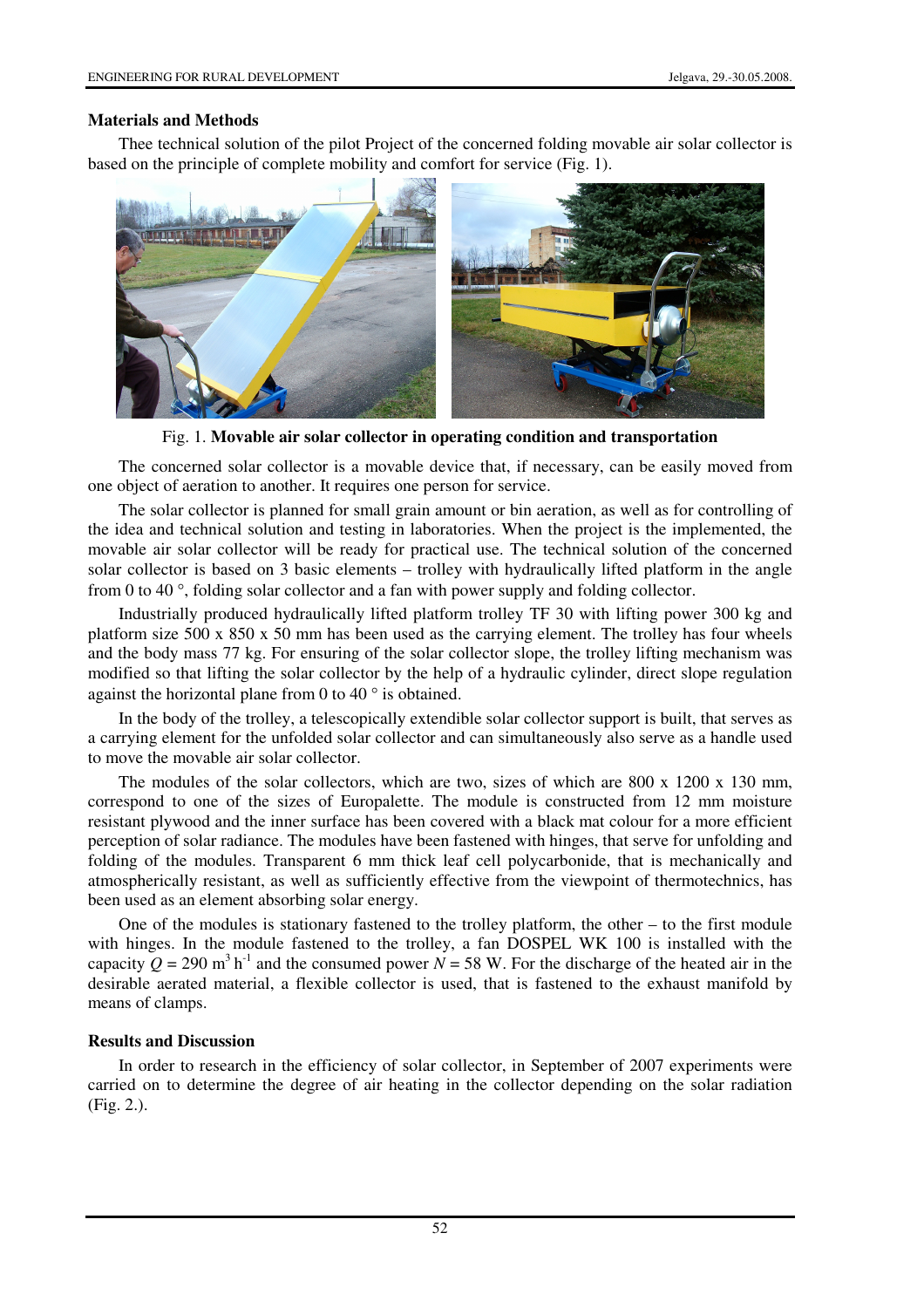## Materials and Methods

Thee technical solution of the pilot Project of the concerned folding movable air solar collector is based on the principle of complete mobility and comfort for service (Fig. 1).

Fig. 1. **Movable air solar collector in operating condition and transportation**

The concerned solar collector is a movable device that, if necessary, can be easily moved from one object of aeration to another. It requires one person for service.

The solar collector is planned for small grain amount or bin aeration, as well as for controlling of the idea and technical solution and testing in laboratories. When the project is the implemented, the movable air solar collector will be ready for practical use. The technical solution of the concerned solar collector is based on 3 basic elements – trolley with hydraulically lifted platform in the angle from 0 to 40 °, folding solar collector and a fan with power supply and folding collector.

Industrially produced hydraulically lifted platform trolley TF 30 with lifting power 300 kg and platform size 500 x 850 x 50 mm has been used as the carrying element. The trolley has four wheels and the body mass 77 kg. For ensuring of the solar collector slope, the trolley lifting mechanism was modified so that lifting the solar collector by the help of a hydraulic cylinder, direct slope regulation against the horizontal plane from 0 to 40 ° is obtained.

In the body of the trolley, a telescopically extendible solar collector support is built, that serves as a carrying element for the unfolded solar collector and can simultaneously also serve as a handle used to move the movable air solar collector.

The modules of the solar collectors, which are two, sizes of which are 800 x 1200 x 130 mm, correspond to one of the sizes of Europalette. The module is constructed from 12 mm moisture resistant plywood and the inner surface has been covered with a black mat colour for a more efficient perception of solar radiance. The modules have been fastened with hinges, that serve for unfolding and folding of the modules. Transparent 6 mm thick leaf cell polycarbonide, that is mechanically and atmospherically resistant, as well as sufficiently effective from the viewpoint of thermotechnics, has been used as an element absorbing solar energy.

One of the modules is stationary fastened to the trolley platform, the other – to the first module with hinges. In the module fastened to the trolley, a fan DOSPEL WK 100 is installed with the capacity $Q$ = 290 $m^3 h^{-1}$ and the consumed power $N$ = 58 W. For the discharge of the heated air in the desirable aerated material, a flexible collector is used, that is fastened to the exhaust manifold by means of clamps.

## Results and Discussion

In order to research in the efficiency of solar collector, in September of 2007 experiments were carried on to determine the degree of air heating in the collector depending on the solar radiation (Fig. 2.).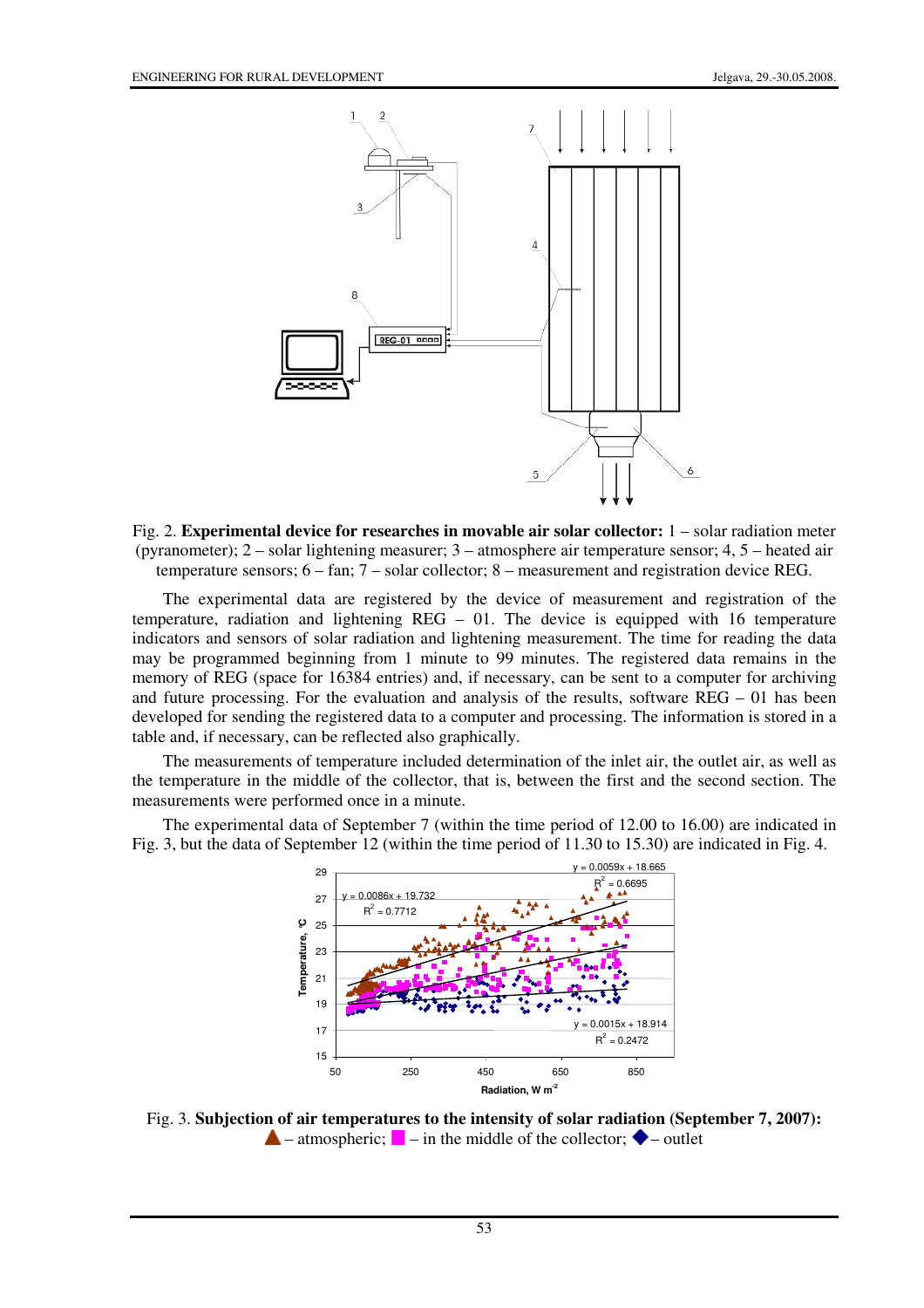Fig. 2. **Experimental device for researches in movable air solar collector:** 1 – solar radiation meter (pyranometer); 2 – solar lightening measurer; 3 – atmosphere air temperature sensor; 4, 5 – heated air temperature sensors; 6 – fan; 7 – solar collector; 8 – measurement and registration device REG.

The experimental data are registered by the device of measurement and registration of the temperature, radiation and lightening REG – 01. The device is equipped with 16 temperature indicators and sensors of solar radiation and lightening measurement. The time for reading the data may be programmed beginning from 1 minute to 99 minutes. The registered data remains in the memory of REG (space for 16384 entries) and, if necessary, can be sent to a computer for archiving and future processing. For the evaluation and analysis of the results, software REG – 01 has been developed for sending the registered data to a computer and processing. The information is stored in a table and, if necessary, can be reflected also graphically.

The measurements of temperature included determination of the inlet air, the outlet air, as well as the temperature in the middle of the collector, that is, between the first and the second section. The measurements were performed once in a minute.

The experimental data of September 7 (within the time period of 12.00 to 16.00) are indicated in Fig. 3, but the data of September 12 (within the time period of 11.30 to 15.30) are indicated in Fig. 4.

Fig. 3. **Subjection of air temperatures to the intensity of solar radiation (September 7, 2007):** ▲ – atmospheric; ■ – in the middle of the collector; ◆ – outlet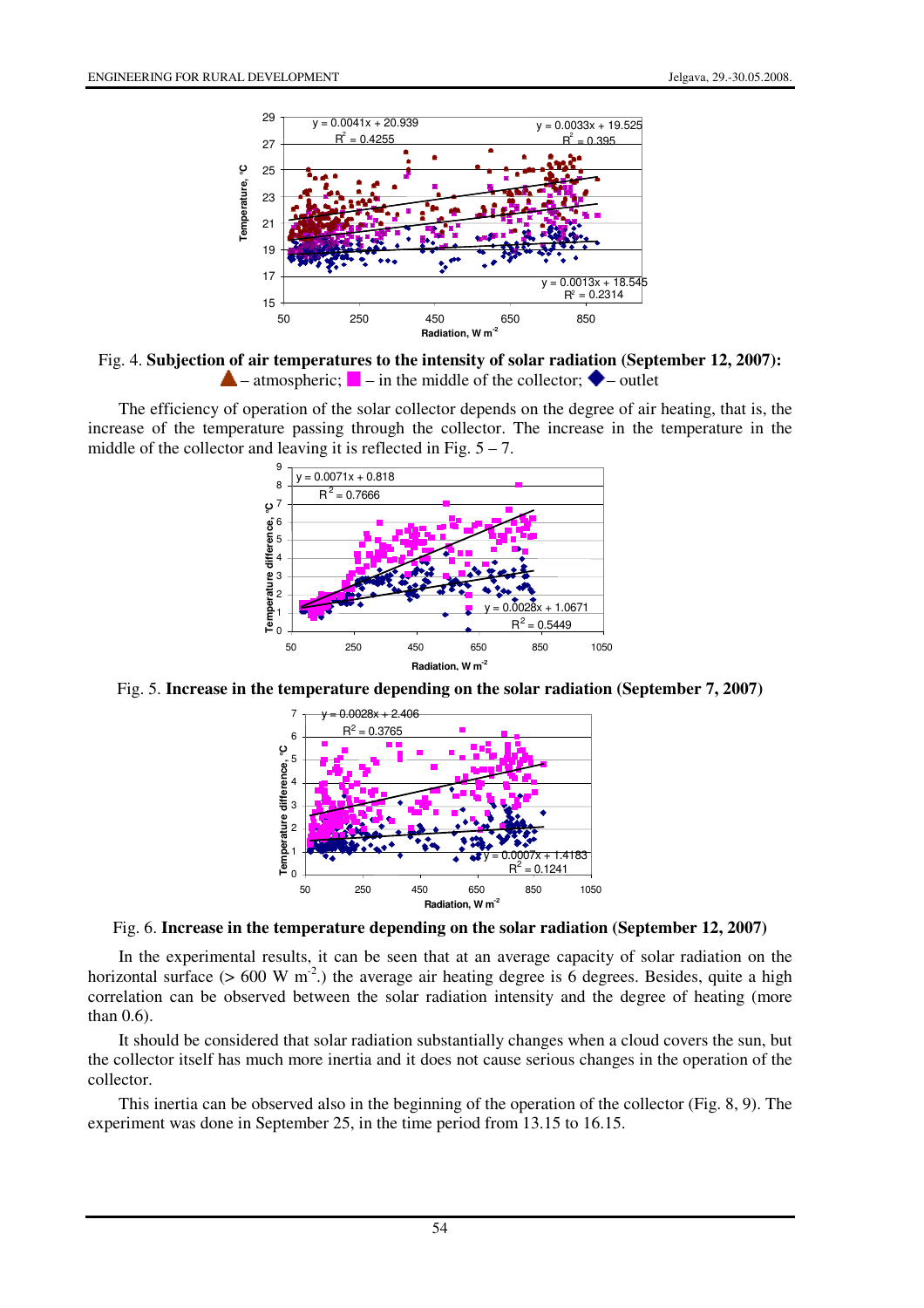Fig. 4. **Subjection of air temperatures to the intensity of solar radiation (September 12, 2007):** ▲ – atmospheric; ■ – in the middle of the collector; ◆ – outlet

The efficiency of operation of the solar collector depends on the degree of air heating, that is, the increase of the temperature passing through the collector. The increase in the temperature in the middle of the collector and leaving it is reflected in Fig. 5 – 7.

Fig. 5. **Increase in the temperature depending on the solar radiation (September 7, 2007)**

Fig. 6. **Increase in the temperature depending on the solar radiation (September 12, 2007)**

In the experimental results, it can be seen that at an average capacity of solar radiation on the horizontal surface (> 600 W m$^{-2}$.) the average air heating degree is 6 degrees. Besides, quite a high correlation can be observed between the solar radiation intensity and the degree of heating (more than 0.6).

It should be considered that solar radiation substantially changes when a cloud covers the sun, but the collector itself has much more inertia and it does not cause serious changes in the operation of the collector.

This inertia can be observed also in the beginning of the operation of the collector (Fig. 8, 9). The experiment was done in September 25, in the time period from 13.15 to 16.15.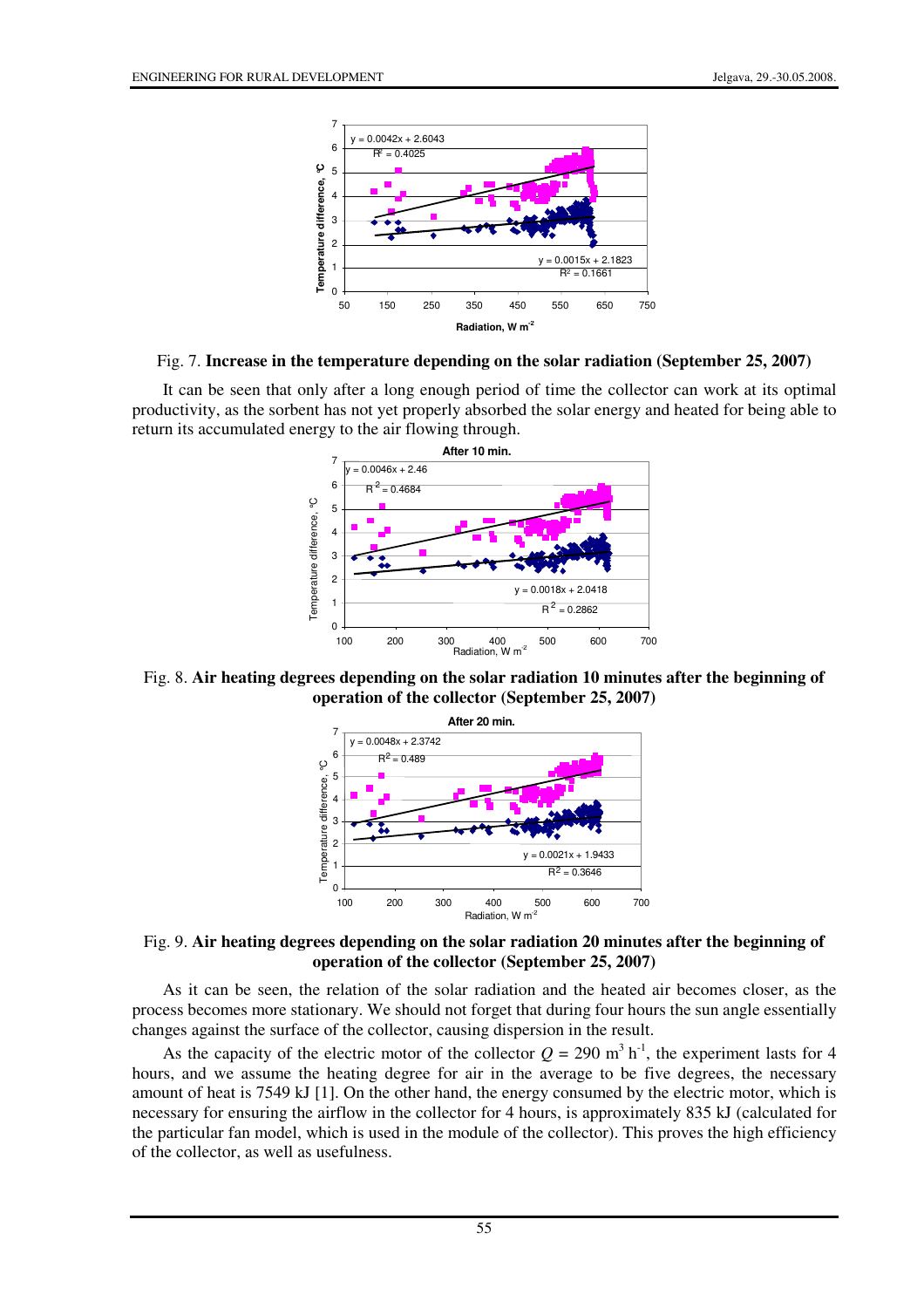Fig. 7. **Increase in the temperature depending on the solar radiation (September 25, 2007)**

It can be seen that only after a long enough period of time the collector can work at its optimal productivity, as the sorbent has not yet properly absorbed the solar energy and heated for being able to return its accumulated energy to the air flowing through.

Fig. 8. **Air heating degrees depending on the solar radiation 10 minutes after the beginning of operation of the collector (September 25, 2007)**

Fig. 9. **Air heating degrees depending on the solar radiation 20 minutes after the beginning of operation of the collector (September 25, 2007)**

As it can be seen, the relation of the solar radiation and the heated air becomes closer, as the process becomes more stationary. We should not forget that during four hours the sun angle essentially changes against the surface of the collector, causing dispersion in the result.

As the capacity of the electric motor of the collector $Q$ = 290 $m^3$ $h^{-1}$, the experiment lasts for 4 hours, and we assume the heating degree for air in the average to be five degrees, the necessary amount of heat is 7549 kJ [1]. On the other hand, the energy consumed by the electric motor, which is necessary for ensuring the airflow in the collector for 4 hours, is approximately 835 kJ (calculated for the particular fan model, which is used in the module of the collector). This proves the high efficiency of the collector, as well as usefulness.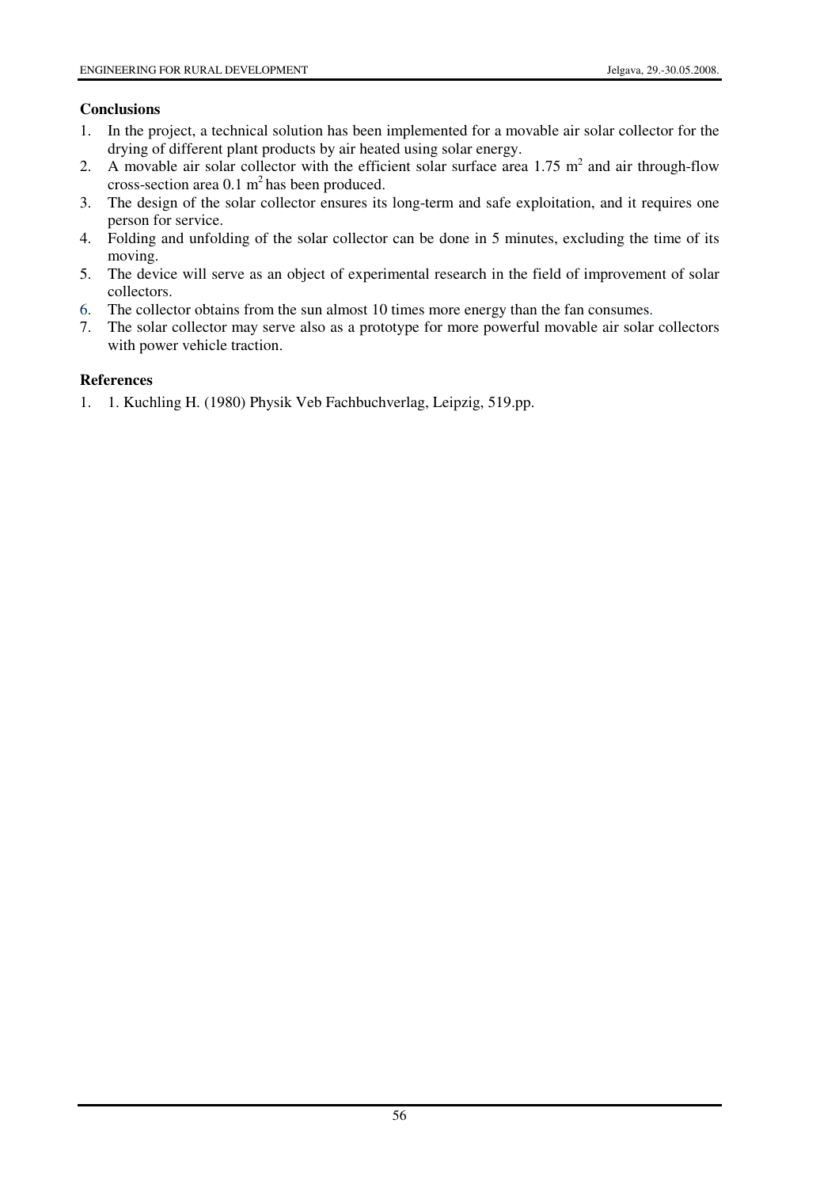## Conclusions

1. In the project, a technical solution has been implemented for a movable air solar collector for the drying of different plant products by air heated using solar energy.
2. A movable air solar collector with the efficient solar surface area 1.75 $m^2$ and air through-flow cross-section area 0.1 $m^2$ has been produced.
3. The design of the solar collector ensures its long-term and safe exploitation, and it requires one person for service.
4. Folding and unfolding of the solar collector can be done in 5 minutes, excluding the time of its moving.
5. The device will serve as an object of experimental research in the field of improvement of solar collectors.
6. The collector obtains from the sun almost 10 times more energy than the fan consumes.
7. The solar collector may serve also as a prototype for more powerful movable air solar collectors with power vehicle traction.

## References

1. 1. Kuchling H. (1980) Physik Veb Fachbuchverlag, Leipzig, 519.pp.